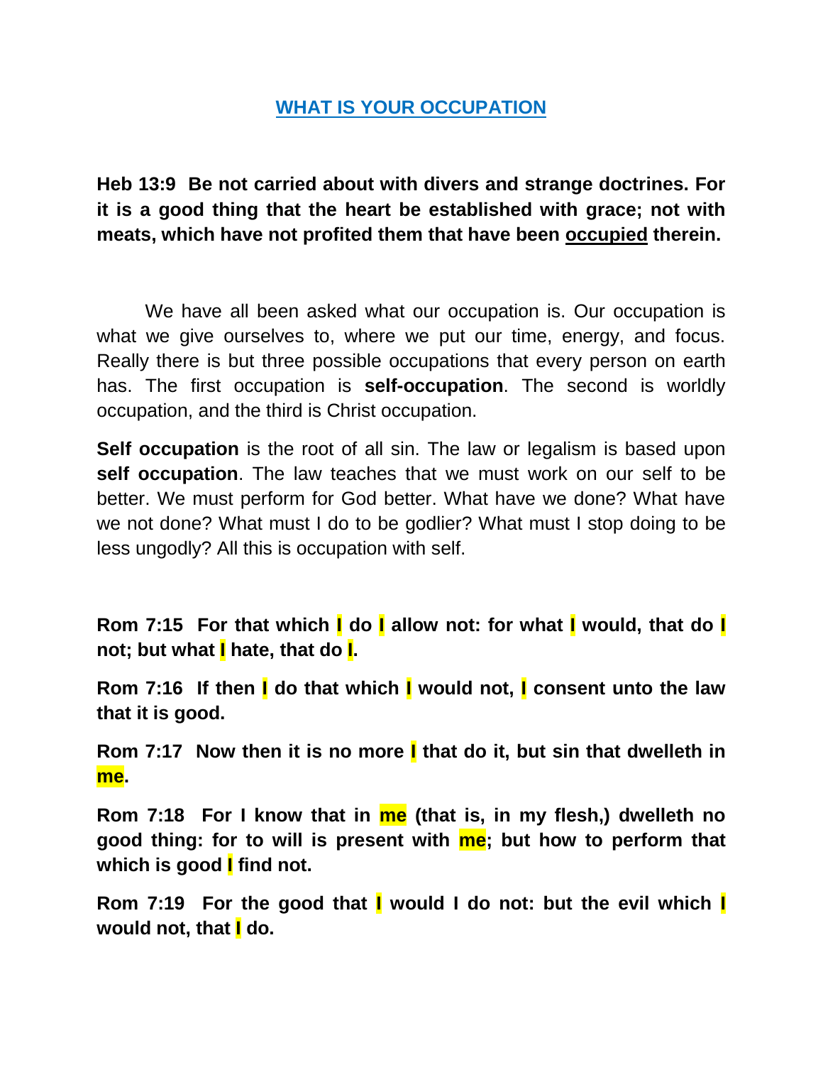# WHAT IS YOUR OCCUPATION

**Heb 13:9 Be not carried about with divers and strange doctrines. For it is a good thing that the heart be established with grace; not with meats, which have not profited them that have been occupied therein.**

We have all been asked what our occupation is. Our occupation is what we give ourselves to, where we put our time, energy, and focus. Really there is but three possible occupations that every person on earth has. The first occupation is **self-occupation**. The second is worldly occupation, and the third is Christ occupation.

**Self occupation** is the root of all sin. The law or legalism is based upon **self occupation**. The law teaches that we must work on our self to be better. We must perform for God better. What have we done? What have we not done? What must I do to be godlier? What must I stop doing to be less ungodly? All this is occupation with self.

**Rom 7:15 For that which I do I allow not: for what I would, that do I not; but what I hate, that do I.**

**Rom 7:16 If then I do that which I would not, I consent unto the law that it is good.**

**Rom 7:17 Now then it is no more I that do it, but sin that dwelleth in me.**

**Rom 7:18 For I know that in me (that is, in my flesh,) dwelleth no good thing: for to will is present with me; but how to perform that which is good I find not.**

**Rom 7:19 For the good that I would I do not: but the evil which I would not, that I do.**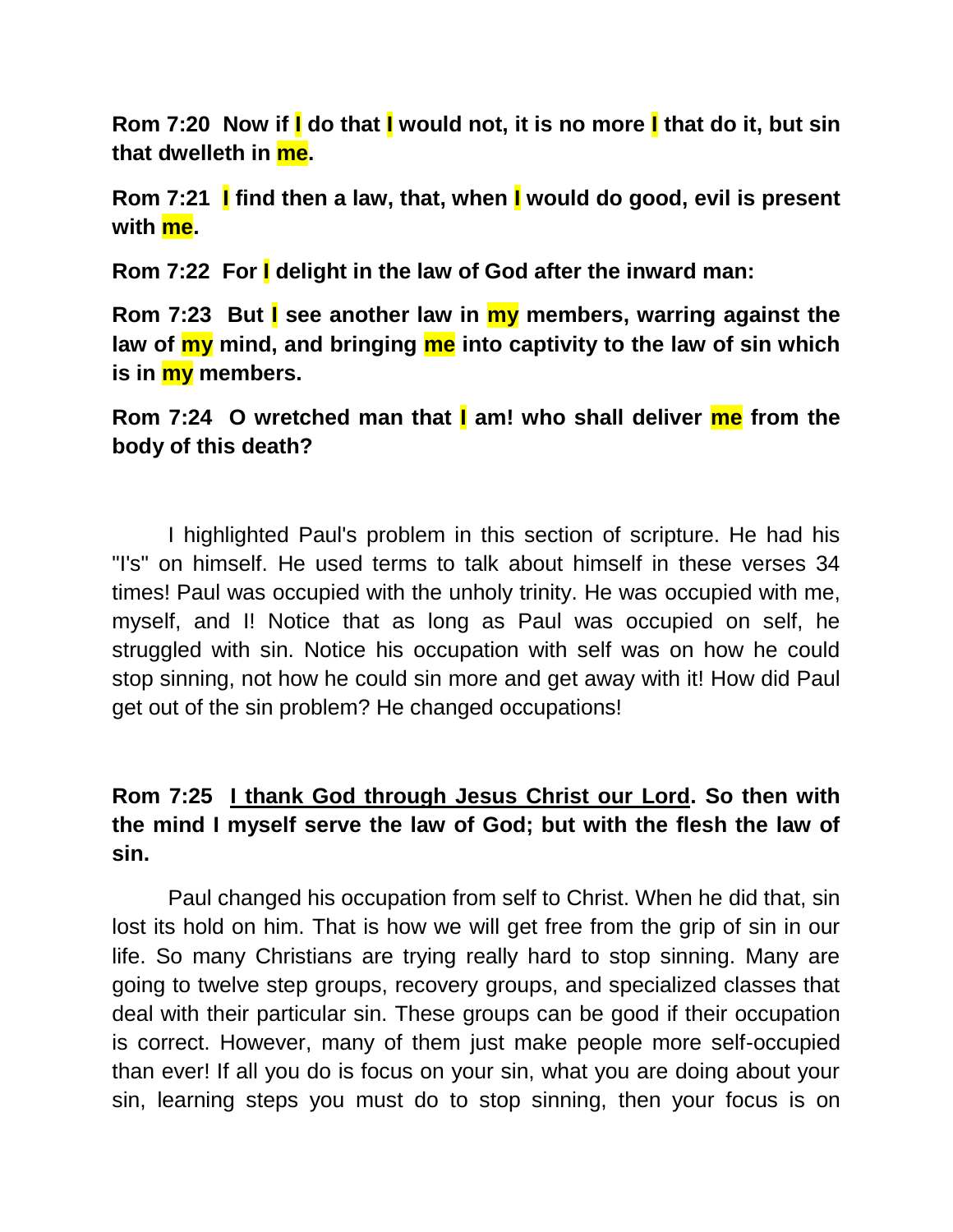**Rom 7:20 Now if I do that I would not, it is no more I that do it, but sin that dwelleth in me.**

**Rom 7:21 I find then a law, that, when I would do good, evil is present with me.**

**Rom 7:22 For I delight in the law of God after the inward man:**

**Rom 7:23 But I see another law in my members, warring against the law of my mind, and bringing me into captivity to the law of sin which is in my members.**

**Rom 7:24 O wretched man that I am! who shall deliver me from the body of this death?**

I highlighted Paul's problem in this section of scripture. He had his "I's" on himself. He used terms to talk about himself in these verses 34 times! Paul was occupied with the unholy trinity. He was occupied with me, myself, and I! Notice that as long as Paul was occupied on self, he struggled with sin. Notice his occupation with self was on how he could stop sinning, not how he could sin more and get away with it! How did Paul get out of the sin problem? He changed occupations!

**Rom 7:25 <u>I thank God through Jesus Christ our Lord</u>. So then with the mind I myself serve the law of God; but with the flesh the law of sin.**

Paul changed his occupation from self to Christ. When he did that, sin lost its hold on him. That is how we will get free from the grip of sin in our life. So many Christians are trying really hard to stop sinning. Many are going to twelve step groups, recovery groups, and specialized classes that deal with their particular sin. These groups can be good if their occupation is correct. However, many of them just make people more self-occupied than ever! If all you do is focus on your sin, what you are doing about your sin, learning steps you must do to stop sinning, then your focus is on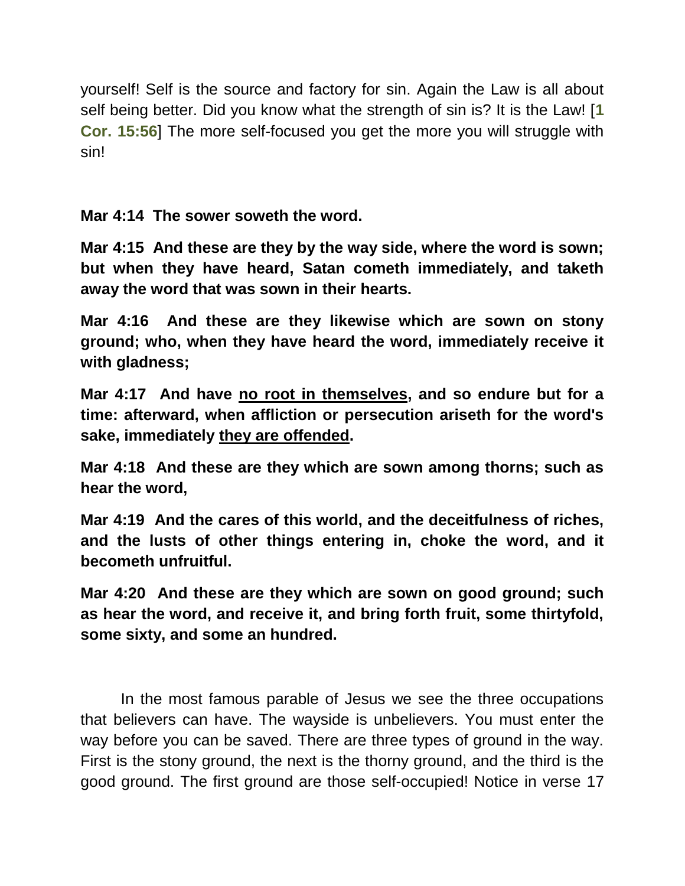yourself! Self is the source and factory for sin. Again the Law is all about self being better. Did you know what the strength of sin is? It is the Law! [**1 Cor. 15:56**] The more self-focused you get the more you will struggle with sin!

**Mar 4:14 The sower soweth the word.**

**Mar 4:15 And these are they by the way side, where the word is sown; but when they have heard, Satan cometh immediately, and taketh away the word that was sown in their hearts.**

**Mar 4:16 And these are they likewise which are sown on stony ground; who, when they have heard the word, immediately receive it with gladness;**

**Mar 4:17 And have <u>no root in themselves</u>, and so endure but for a time: afterward, when affliction or persecution ariseth for the word's sake, immediately <u>they are offended</u>.**

**Mar 4:18 And these are they which are sown among thorns; such as hear the word,**

**Mar 4:19 And the cares of this world, and the deceitfulness of riches, and the lusts of other things entering in, choke the word, and it becometh unfruitful.**

**Mar 4:20 And these are they which are sown on good ground; such as hear the word, and receive it, and bring forth fruit, some thirtyfold, some sixty, and some an hundred.**

In the most famous parable of Jesus we see the three occupations that believers can have. The wayside is unbelievers. You must enter the way before you can be saved. There are three types of ground in the way. First is the stony ground, the next is the thorny ground, and the third is the good ground. The first ground are those self-occupied! Notice in verse 17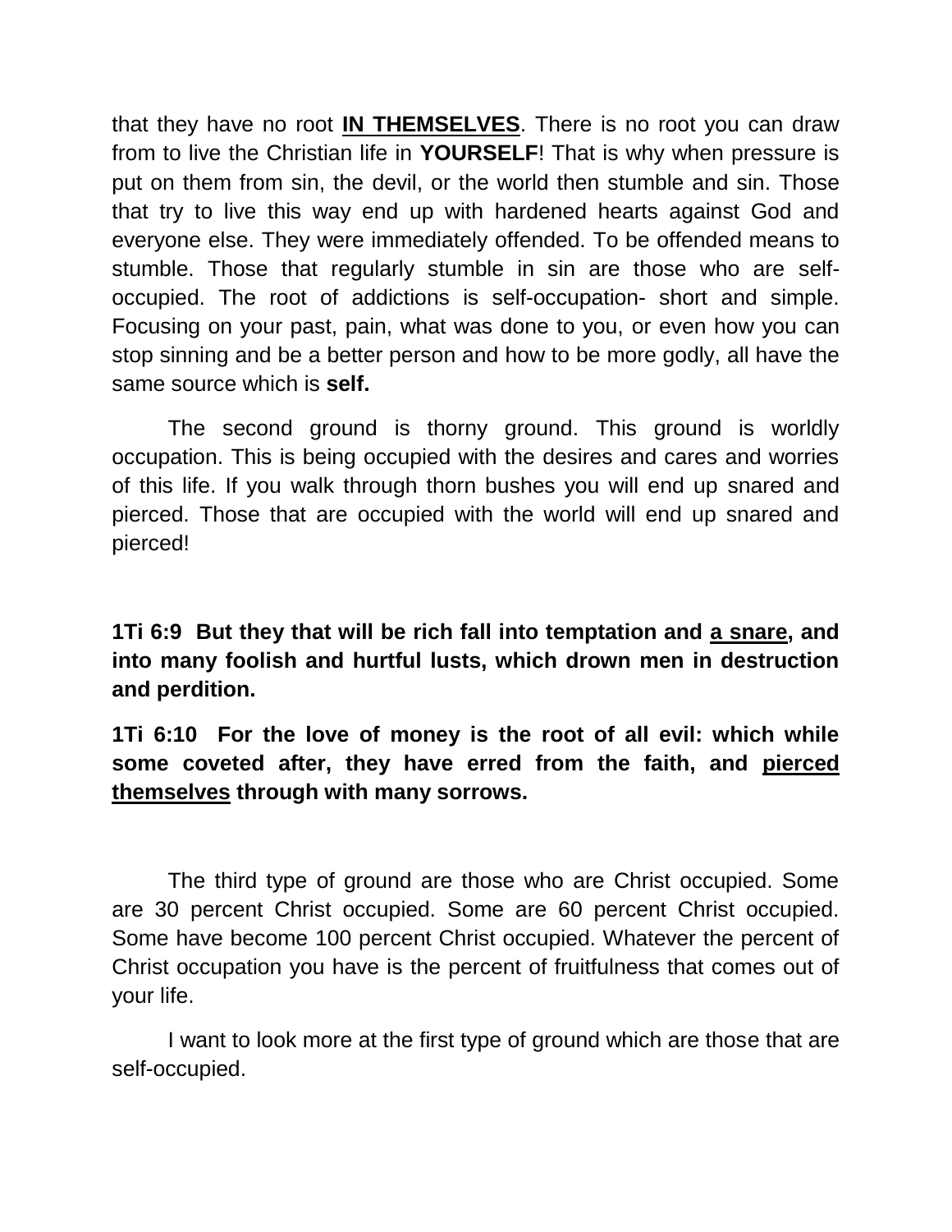that they have no root <u>**IN THEMSELVES**</u>. There is no root you can draw from to live the Christian life in **YOURSELF**! That is why when pressure is put on them from sin, the devil, or the world then stumble and sin. Those that try to live this way end up with hardened hearts against God and everyone else. They were immediately offended. To be offended means to stumble. Those that regularly stumble in sin are those who are self-occupied. The root of addictions is self-occupation- short and simple. Focusing on your past, pain, what was done to you, or even how you can stop sinning and be a better person and how to be more godly, all have the same source which is **self.**

The second ground is thorny ground. This ground is worldly occupation. This is being occupied with the desires and cares and worries of this life. If you walk through thorn bushes you will end up snared and pierced. Those that are occupied with the world will end up snared and pierced!

**1Ti 6:9 But they that will be rich fall into temptation and <u>a snare</u>, and into many foolish and hurtful lusts, which drown men in destruction and perdition.**

**1Ti 6:10 For the love of money is the root of all evil: which while some coveted after, they have erred from the faith, and <u>pierced themselves</u> through with many sorrows.**

The third type of ground are those who are Christ occupied. Some are 30 percent Christ occupied. Some are 60 percent Christ occupied. Some have become 100 percent Christ occupied. Whatever the percent of Christ occupation you have is the percent of fruitfulness that comes out of your life.

I want to look more at the first type of ground which are those that are self-occupied.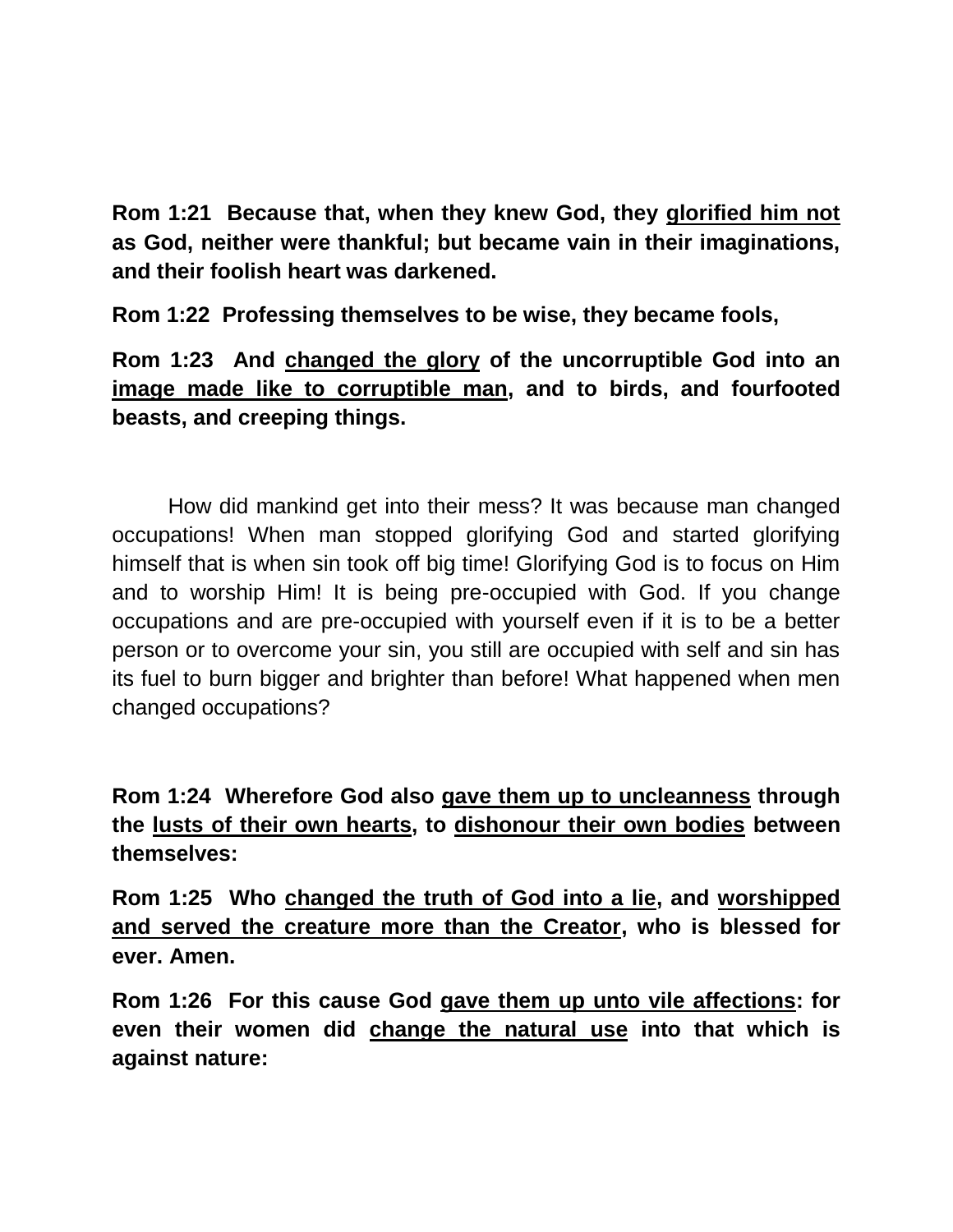**Rom 1:21 Because that, when they knew God, they <u>glorified him not</u> as God, neither were thankful; but became vain in their imaginations, and their foolish heart was darkened.**

**Rom 1:22 Professing themselves to be wise, they became fools,**

**Rom 1:23 And <u>changed the glory</u> of the uncorruptible God into an <u>image made like to corruptible man</u>, and to birds, and fourfooted beasts, and creeping things.**

How did mankind get into their mess? It was because man changed occupations! When man stopped glorifying God and started glorifying himself that is when sin took off big time! Glorifying God is to focus on Him and to worship Him! It is being pre-occupied with God. If you change occupations and are pre-occupied with yourself even if it is to be a better person or to overcome your sin, you still are occupied with self and sin has its fuel to burn bigger and brighter than before! What happened when men changed occupations?

**Rom 1:24 Wherefore God also <u>gave them up to uncleanness</u> through the <u>lusts of their own hearts</u>, to <u>dishonour their own bodies</u> between themselves:**

**Rom 1:25 Who <u>changed the truth of God into a lie</u>, and <u>worshipped and served the creature more than the Creator</u>, who is blessed for ever. Amen.**

**Rom 1:26 For this cause God <u>gave them up unto vile affections</u>: for even their women did <u>change the natural use</u> into that which is against nature:**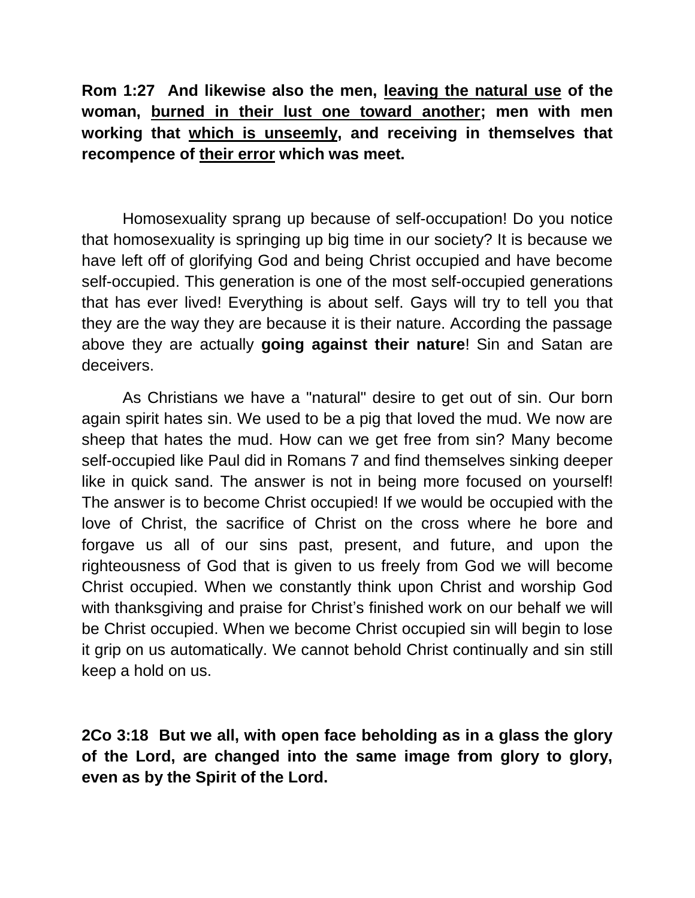**Rom 1:27 And likewise also the men, <u>leaving the natural use</u> of the woman, <u>burned in their lust one toward another</u>; men with men working that <u>which is unseemly</u>, and receiving in themselves that recompence of <u>their error</u> which was meet.**

Homosexuality sprang up because of self-occupation! Do you notice that homosexuality is springing up big time in our society? It is because we have left off of glorifying God and being Christ occupied and have become self-occupied. This generation is one of the most self-occupied generations that has ever lived! Everything is about self. Gays will try to tell you that they are the way they are because it is their nature. According the passage above they are actually **going against their nature**! Sin and Satan are deceivers.

As Christians we have a "natural" desire to get out of sin. Our born again spirit hates sin. We used to be a pig that loved the mud. We now are sheep that hates the mud. How can we get free from sin? Many become self-occupied like Paul did in Romans 7 and find themselves sinking deeper like in quick sand. The answer is not in being more focused on yourself! The answer is to become Christ occupied! If we would be occupied with the love of Christ, the sacrifice of Christ on the cross where he bore and forgave us all of our sins past, present, and future, and upon the righteousness of God that is given to us freely from God we will become Christ occupied. When we constantly think upon Christ and worship God with thanksgiving and praise for Christ's finished work on our behalf we will be Christ occupied. When we become Christ occupied sin will begin to lose it grip on us automatically. We cannot behold Christ continually and sin still keep a hold on us.

**2Co 3:18 But we all, with open face beholding as in a glass the glory of the Lord, are changed into the same image from glory to glory, even as by the Spirit of the Lord.**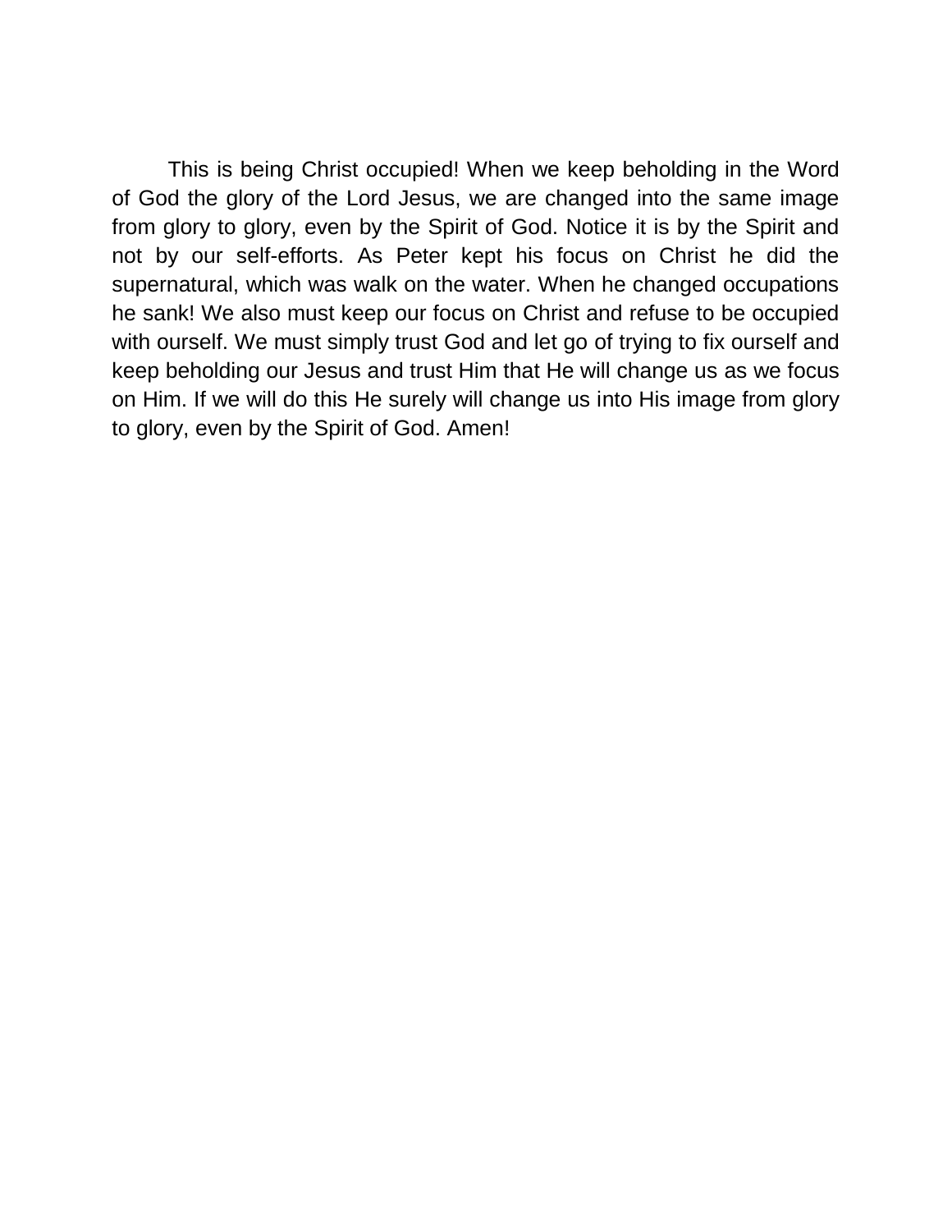This is being Christ occupied! When we keep beholding in the Word of God the glory of the Lord Jesus, we are changed into the same image from glory to glory, even by the Spirit of God. Notice it is by the Spirit and not by our self-efforts. As Peter kept his focus on Christ he did the supernatural, which was walk on the water. When he changed occupations he sank! We also must keep our focus on Christ and refuse to be occupied with ourself. We must simply trust God and let go of trying to fix ourself and keep beholding our Jesus and trust Him that He will change us as we focus on Him. If we will do this He surely will change us into His image from glory to glory, even by the Spirit of God. Amen!